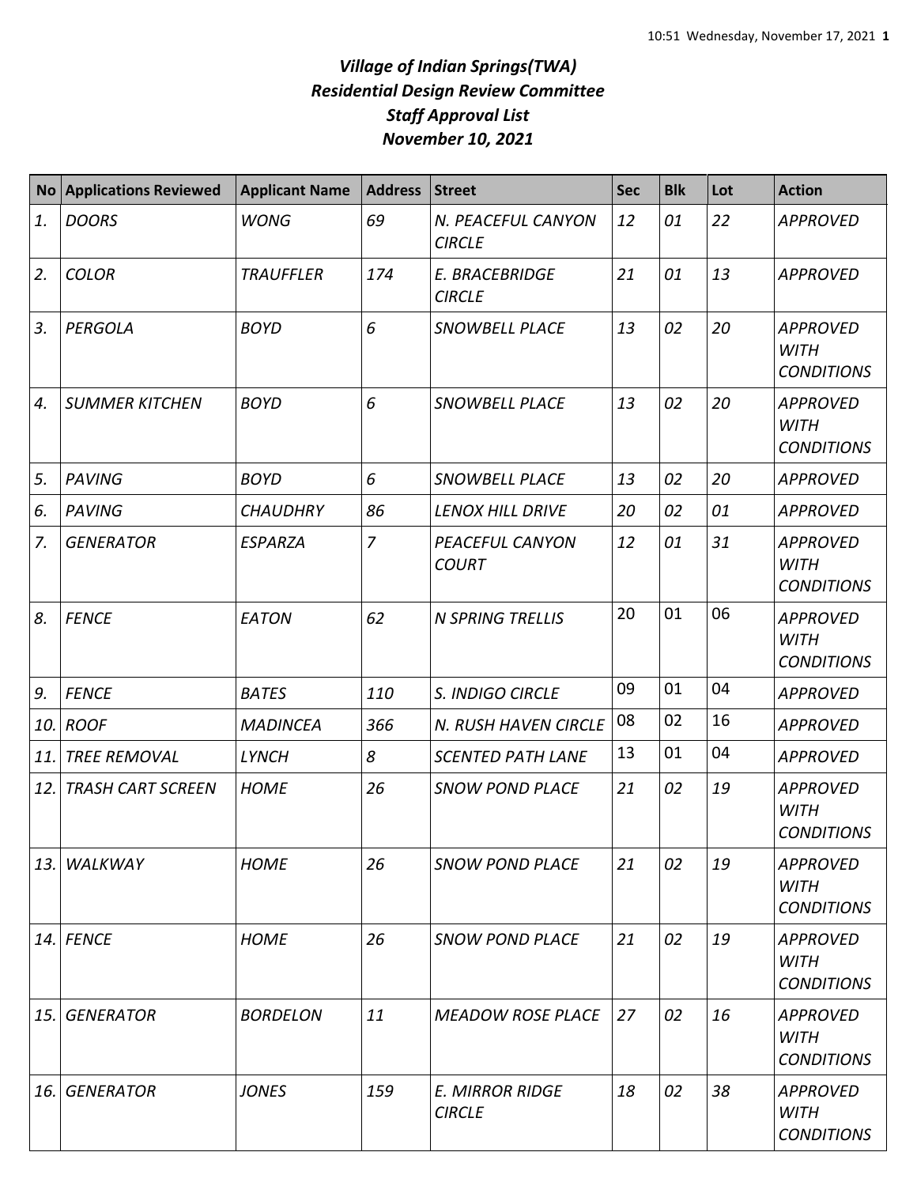***Village of Indian Springs(TWA)***
***Residential Design Review Committee***
***Staff Approval List***
***November 10, 2021***

| No | Applications Reviewed | Applicant Name | Address | Street | Sec | Blk | Lot | Action |
|---|---|---|---|---|---|---|---|---|
| *1.* | *DOORS* | *WONG* | *69* | *N. PEACEFUL CANYON CIRCLE* | *12* | *01* | *22* | *APPROVED* |
| *2.* | *COLOR* | *TRAUFFLER* | *174* | *E. BRACEBRIDGE CIRCLE* | *21* | *01* | *13* | *APPROVED* |
| *3.* | *PERGOLA* | *BOYD* | *6* | *SNOWBELL PLACE* | *13* | *02* | *20* | *APPROVED WITH CONDITIONS* |
| *4.* | *SUMMER KITCHEN* | *BOYD* | *6* | *SNOWBELL PLACE* | *13* | *02* | *20* | *APPROVED WITH CONDITIONS* |
| *5.* | *PAVING* | *BOYD* | *6* | *SNOWBELL PLACE* | *13* | *02* | *20* | *APPROVED* |
| *6.* | *PAVING* | *CHAUDHRY* | *86* | *LENOX HILL DRIVE* | *20* | *02* | *01* | *APPROVED* |
| *7.* | *GENERATOR* | *ESPARZA* | *7* | *PEACEFUL CANYON COURT* | *12* | *01* | *31* | *APPROVED WITH CONDITIONS* |
| *8.* | *FENCE* | *EATON* | *62* | *N SPRING TRELLIS* | 20 | 01 | 06 | *APPROVED WITH CONDITIONS* |
| *9.* | *FENCE* | *BATES* | *110* | *S. INDIGO CIRCLE* | 09 | 01 | 04 | *APPROVED* |
| *10.* | *ROOF* | *MADINCEA* | *366* | *N. RUSH HAVEN CIRCLE* | 08 | 02 | 16 | *APPROVED* |
| *11.* | *TREE REMOVAL* | *LYNCH* | *8* | *SCENTED PATH LANE* | 13 | 01 | 04 | *APPROVED* |
| *12.* | *TRASH CART SCREEN* | *HOME* | *26* | *SNOW POND PLACE* | *21* | *02* | *19* | *APPROVED WITH CONDITIONS* |
| *13.* | *WALKWAY* | *HOME* | *26* | *SNOW POND PLACE* | *21* | *02* | *19* | *APPROVED WITH CONDITIONS* |
| *14.* | *FENCE* | *HOME* | *26* | *SNOW POND PLACE* | *21* | *02* | *19* | *APPROVED WITH CONDITIONS* |
| *15.* | *GENERATOR* | *BORDELON* | *11* | *MEADOW ROSE PLACE* | *27* | *02* | *16* | *APPROVED WITH CONDITIONS* |
| *16.* | *GENERATOR* | *JONES* | *159* | *E. MIRROR RIDGE CIRCLE* | *18* | *02* | *38* | *APPROVED WITH CONDITIONS* |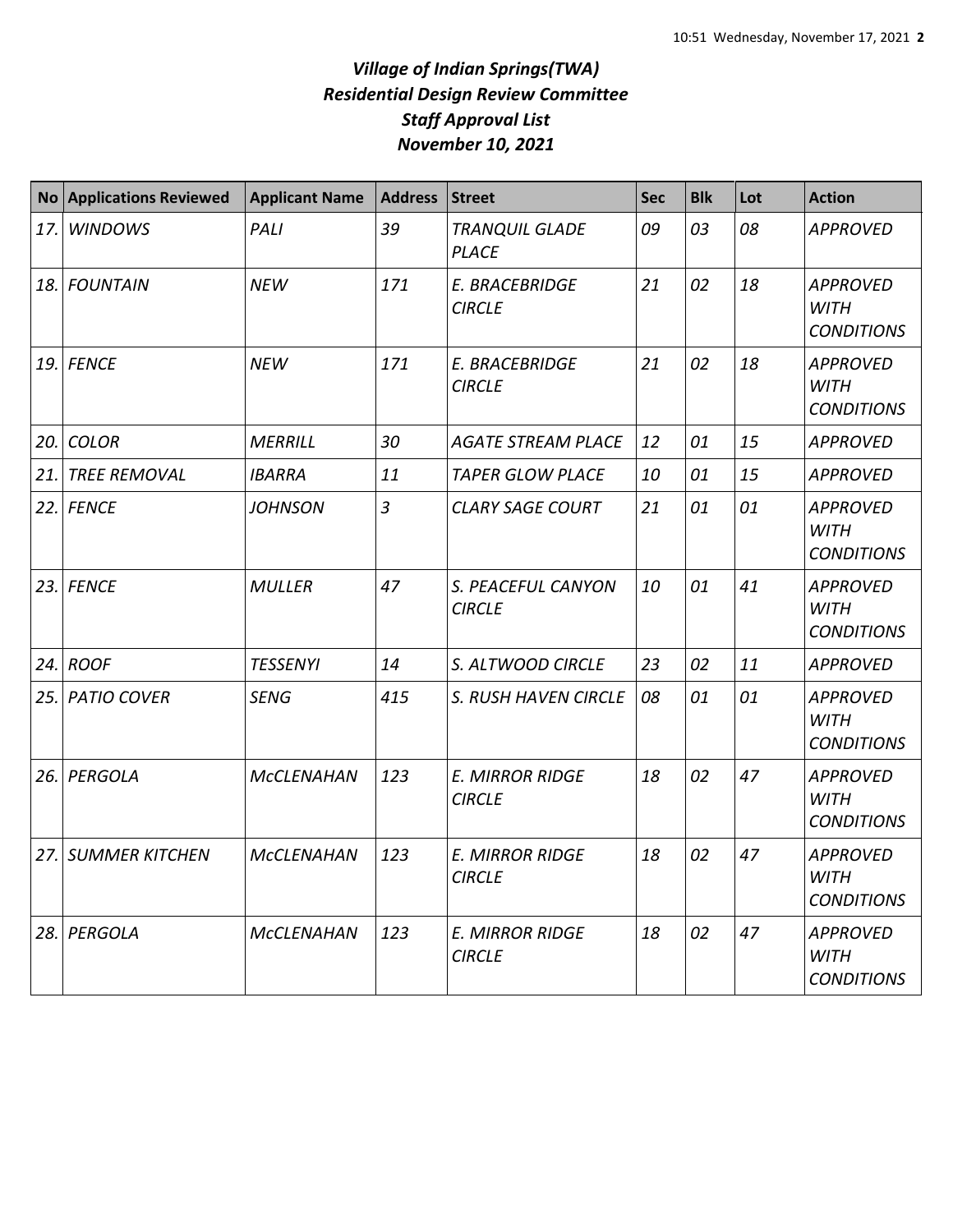# *Village of Indian Springs(TWA)*
# *Residential Design Review Committee*
# *Staff Approval List*
# *November 10, 2021*

| No | Applications Reviewed | Applicant Name | Address | Street | Sec | Blk | Lot | Action |
|---|---|---|---|---|---|---|---|---|
| *17.* | *WINDOWS* | *PALI* | *39* | *TRANQUIL GLADE PLACE* | *09* | *03* | *08* | *APPROVED* |
| *18.* | *FOUNTAIN* | *NEW* | *171* | *E. BRACEBRIDGE CIRCLE* | *21* | *02* | *18* | *APPROVED WITH CONDITIONS* |
| *19.* | *FENCE* | *NEW* | *171* | *E. BRACEBRIDGE CIRCLE* | *21* | *02* | *18* | *APPROVED WITH CONDITIONS* |
| *20.* | *COLOR* | *MERRILL* | *30* | *AGATE STREAM PLACE* | *12* | *01* | *15* | *APPROVED* |
| *21.* | *TREE REMOVAL* | *IBARRA* | *11* | *TAPER GLOW PLACE* | *10* | *01* | *15* | *APPROVED* |
| *22.* | *FENCE* | *JOHNSON* | *3* | *CLARY SAGE COURT* | *21* | *01* | *01* | *APPROVED WITH CONDITIONS* |
| *23.* | *FENCE* | *MULLER* | *47* | *S. PEACEFUL CANYON CIRCLE* | *10* | *01* | *41* | *APPROVED WITH CONDITIONS* |
| *24.* | *ROOF* | *TESSENYI* | *14* | *S. ALTWOOD CIRCLE* | *23* | *02* | *11* | *APPROVED* |
| *25.* | *PATIO COVER* | *SENG* | *415* | *S. RUSH HAVEN CIRCLE* | *08* | *01* | *01* | *APPROVED WITH CONDITIONS* |
| *26.* | *PERGOLA* | *McCLENAHAN* | *123* | *E. MIRROR RIDGE CIRCLE* | *18* | *02* | *47* | *APPROVED WITH CONDITIONS* |
| *27.* | *SUMMER KITCHEN* | *McCLENAHAN* | *123* | *E. MIRROR RIDGE CIRCLE* | *18* | *02* | *47* | *APPROVED WITH CONDITIONS* |
| *28.* | *PERGOLA* | *McCLENAHAN* | *123* | *E. MIRROR RIDGE CIRCLE* | *18* | *02* | *47* | *APPROVED WITH CONDITIONS* |